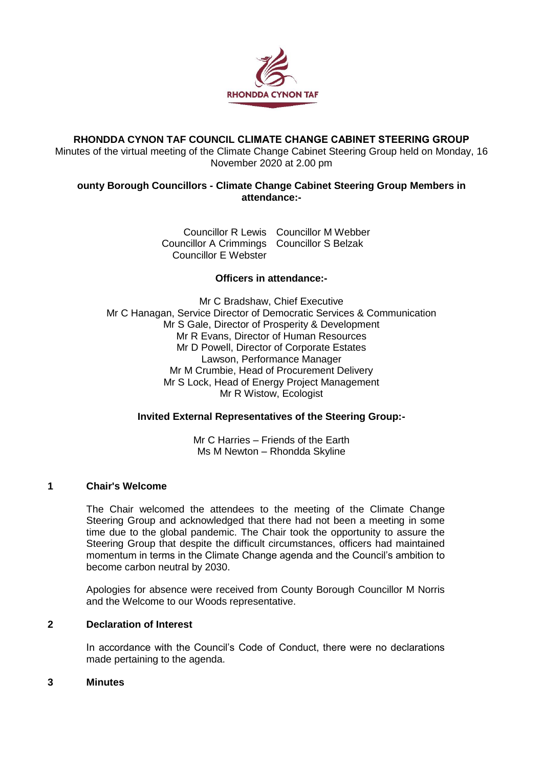# RHONDDA CYNON TAF COUNCIL CLIMATE CHANGE CABINET STEERING GROUP

Minutes of the virtual meeting of the Climate Change Cabinet Steering Group held on Monday, 16 November 2020 at 2.00 pm

**ounty Borough Councillors - Climate Change Cabinet Steering Group Members in attendance:-**

| | |
|---|---|
| Councillor R Lewis | Councillor M Webber |
| Councillor A Crimmings | Councillor S Belzak |
| Councillor E Webster | |

**Officers in attendance:-**

Mr C Bradshaw, Chief Executive
Mr C Hanagan, Service Director of Democratic Services & Communication
Mr S Gale, Director of Prosperity & Development
Mr R Evans, Director of Human Resources
Mr D Powell, Director of Corporate Estates
Lawson, Performance Manager
Mr M Crumbie, Head of Procurement Delivery
Mr S Lock, Head of Energy Project Management
Mr R Wistow, Ecologist

**Invited External Representatives of the Steering Group:-**

Mr C Harries – Friends of the Earth
Ms M Newton – Rhondda Skyline

## 1 Chair's Welcome

The Chair welcomed the attendees to the meeting of the Climate Change Steering Group and acknowledged that there had not been a meeting in some time due to the global pandemic. The Chair took the opportunity to assure the Steering Group that despite the difficult circumstances, officers had maintained momentum in terms in the Climate Change agenda and the Council's ambition to become carbon neutral by 2030.

Apologies for absence were received from County Borough Councillor M Norris and the Welcome to our Woods representative.

## 2 Declaration of Interest

In accordance with the Council's Code of Conduct, there were no declarations made pertaining to the agenda.

## 3 Minutes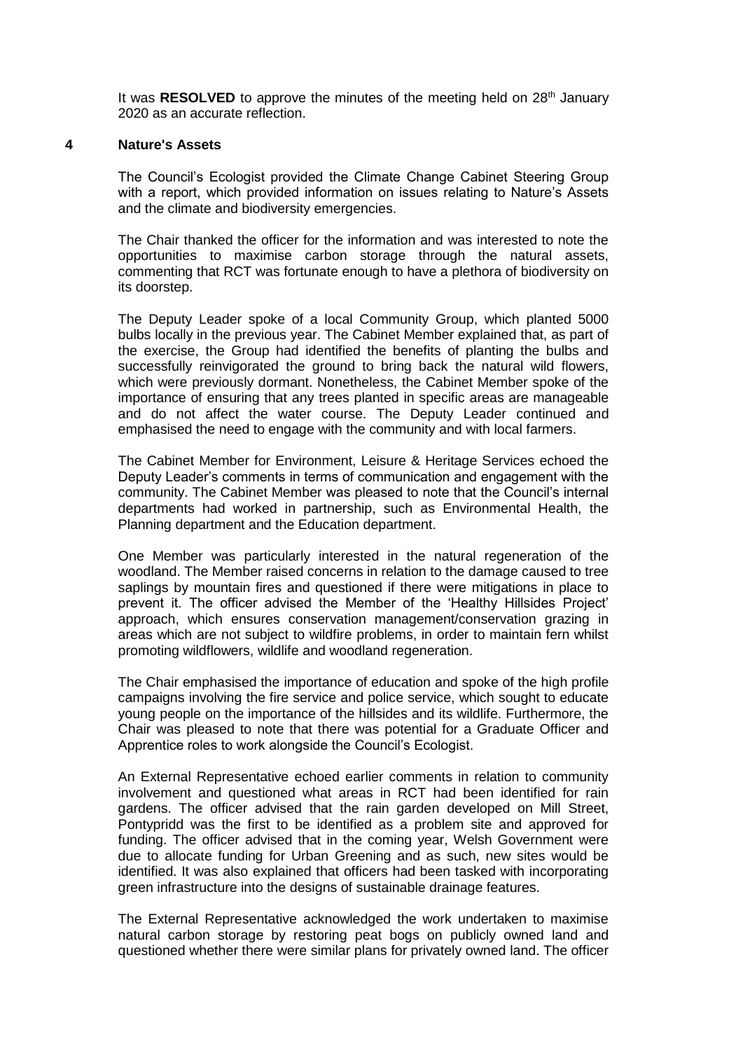It was **RESOLVED** to approve the minutes of the meeting held on 28th January 2020 as an accurate reflection.

## 4 Nature's Assets

The Council's Ecologist provided the Climate Change Cabinet Steering Group with a report, which provided information on issues relating to Nature's Assets and the climate and biodiversity emergencies.

The Chair thanked the officer for the information and was interested to note the opportunities to maximise carbon storage through the natural assets, commenting that RCT was fortunate enough to have a plethora of biodiversity on its doorstep.

The Deputy Leader spoke of a local Community Group, which planted 5000 bulbs locally in the previous year. The Cabinet Member explained that, as part of the exercise, the Group had identified the benefits of planting the bulbs and successfully reinvigorated the ground to bring back the natural wild flowers, which were previously dormant. Nonetheless, the Cabinet Member spoke of the importance of ensuring that any trees planted in specific areas are manageable and do not affect the water course. The Deputy Leader continued and emphasised the need to engage with the community and with local farmers.

The Cabinet Member for Environment, Leisure & Heritage Services echoed the Deputy Leader's comments in terms of communication and engagement with the community. The Cabinet Member was pleased to note that the Council's internal departments had worked in partnership, such as Environmental Health, the Planning department and the Education department.

One Member was particularly interested in the natural regeneration of the woodland. The Member raised concerns in relation to the damage caused to tree saplings by mountain fires and questioned if there were mitigations in place to prevent it. The officer advised the Member of the 'Healthy Hillsides Project' approach, which ensures conservation management/conservation grazing in areas which are not subject to wildfire problems, in order to maintain fern whilst promoting wildflowers, wildlife and woodland regeneration.

The Chair emphasised the importance of education and spoke of the high profile campaigns involving the fire service and police service, which sought to educate young people on the importance of the hillsides and its wildlife. Furthermore, the Chair was pleased to note that there was potential for a Graduate Officer and Apprentice roles to work alongside the Council's Ecologist.

An External Representative echoed earlier comments in relation to community involvement and questioned what areas in RCT had been identified for rain gardens. The officer advised that the rain garden developed on Mill Street, Pontypridd was the first to be identified as a problem site and approved for funding. The officer advised that in the coming year, Welsh Government were due to allocate funding for Urban Greening and as such, new sites would be identified. It was also explained that officers had been tasked with incorporating green infrastructure into the designs of sustainable drainage features.

The External Representative acknowledged the work undertaken to maximise natural carbon storage by restoring peat bogs on publicly owned land and questioned whether there were similar plans for privately owned land. The officer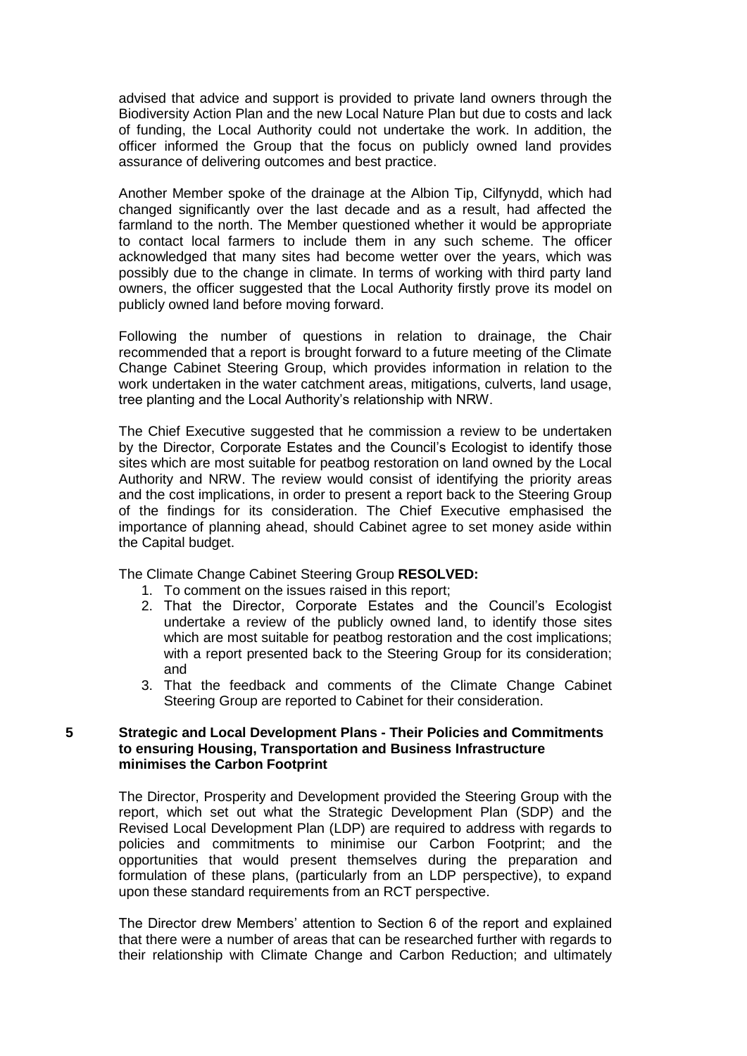advised that advice and support is provided to private land owners through the Biodiversity Action Plan and the new Local Nature Plan but due to costs and lack of funding, the Local Authority could not undertake the work. In addition, the officer informed the Group that the focus on publicly owned land provides assurance of delivering outcomes and best practice.

Another Member spoke of the drainage at the Albion Tip, Cilfynydd, which had changed significantly over the last decade and as a result, had affected the farmland to the north. The Member questioned whether it would be appropriate to contact local farmers to include them in any such scheme. The officer acknowledged that many sites had become wetter over the years, which was possibly due to the change in climate. In terms of working with third party land owners, the officer suggested that the Local Authority firstly prove its model on publicly owned land before moving forward.

Following the number of questions in relation to drainage, the Chair recommended that a report is brought forward to a future meeting of the Climate Change Cabinet Steering Group, which provides information in relation to the work undertaken in the water catchment areas, mitigations, culverts, land usage, tree planting and the Local Authority's relationship with NRW.

The Chief Executive suggested that he commission a review to be undertaken by the Director, Corporate Estates and the Council's Ecologist to identify those sites which are most suitable for peatbog restoration on land owned by the Local Authority and NRW. The review would consist of identifying the priority areas and the cost implications, in order to present a report back to the Steering Group of the findings for its consideration. The Chief Executive emphasised the importance of planning ahead, should Cabinet agree to set money aside within the Capital budget.

The Climate Change Cabinet Steering Group **RESOLVED:**

1. To comment on the issues raised in this report;
2. That the Director, Corporate Estates and the Council's Ecologist undertake a review of the publicly owned land, to identify those sites which are most suitable for peatbog restoration and the cost implications; with a report presented back to the Steering Group for its consideration; and
3. That the feedback and comments of the Climate Change Cabinet Steering Group are reported to Cabinet for their consideration.

## 5 Strategic and Local Development Plans - Their Policies and Commitments to ensuring Housing, Transportation and Business Infrastructure minimises the Carbon Footprint

The Director, Prosperity and Development provided the Steering Group with the report, which set out what the Strategic Development Plan (SDP) and the Revised Local Development Plan (LDP) are required to address with regards to policies and commitments to minimise our Carbon Footprint; and the opportunities that would present themselves during the preparation and formulation of these plans, (particularly from an LDP perspective), to expand upon these standard requirements from an RCT perspective.

The Director drew Members' attention to Section 6 of the report and explained that there were a number of areas that can be researched further with regards to their relationship with Climate Change and Carbon Reduction; and ultimately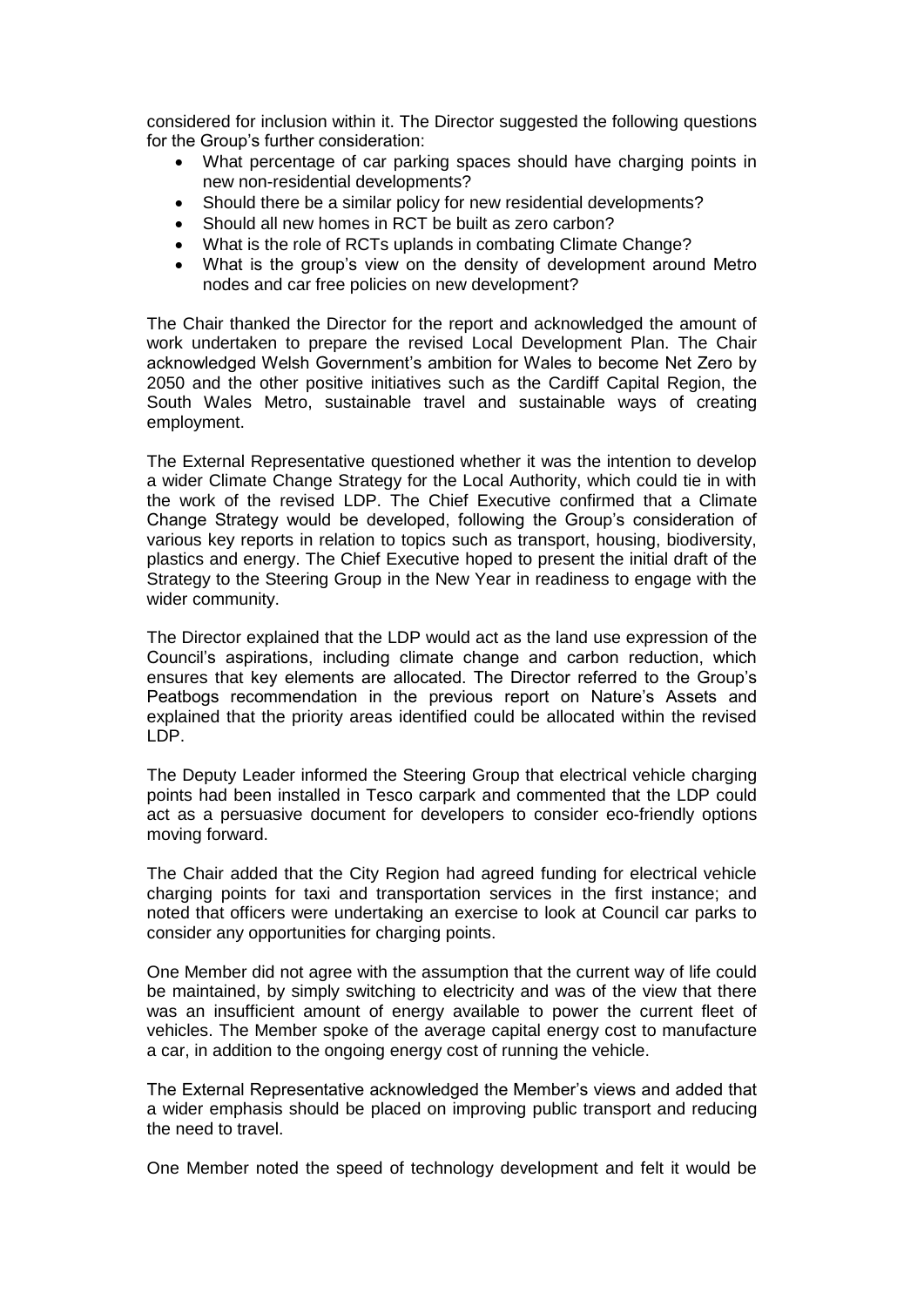considered for inclusion within it. The Director suggested the following questions for the Group's further consideration:

- What percentage of car parking spaces should have charging points in new non-residential developments?
- Should there be a similar policy for new residential developments?
- Should all new homes in RCT be built as zero carbon?
- What is the role of RCTs uplands in combating Climate Change?
- What is the group's view on the density of development around Metro nodes and car free policies on new development?

The Chair thanked the Director for the report and acknowledged the amount of work undertaken to prepare the revised Local Development Plan. The Chair acknowledged Welsh Government's ambition for Wales to become Net Zero by 2050 and the other positive initiatives such as the Cardiff Capital Region, the South Wales Metro, sustainable travel and sustainable ways of creating employment.

The External Representative questioned whether it was the intention to develop a wider Climate Change Strategy for the Local Authority, which could tie in with the work of the revised LDP. The Chief Executive confirmed that a Climate Change Strategy would be developed, following the Group's consideration of various key reports in relation to topics such as transport, housing, biodiversity, plastics and energy. The Chief Executive hoped to present the initial draft of the Strategy to the Steering Group in the New Year in readiness to engage with the wider community.

The Director explained that the LDP would act as the land use expression of the Council's aspirations, including climate change and carbon reduction, which ensures that key elements are allocated. The Director referred to the Group's Peatbogs recommendation in the previous report on Nature's Assets and explained that the priority areas identified could be allocated within the revised LDP.

The Deputy Leader informed the Steering Group that electrical vehicle charging points had been installed in Tesco carpark and commented that the LDP could act as a persuasive document for developers to consider eco-friendly options moving forward.

The Chair added that the City Region had agreed funding for electrical vehicle charging points for taxi and transportation services in the first instance; and noted that officers were undertaking an exercise to look at Council car parks to consider any opportunities for charging points.

One Member did not agree with the assumption that the current way of life could be maintained, by simply switching to electricity and was of the view that there was an insufficient amount of energy available to power the current fleet of vehicles. The Member spoke of the average capital energy cost to manufacture a car, in addition to the ongoing energy cost of running the vehicle.

The External Representative acknowledged the Member's views and added that a wider emphasis should be placed on improving public transport and reducing the need to travel.

One Member noted the speed of technology development and felt it would be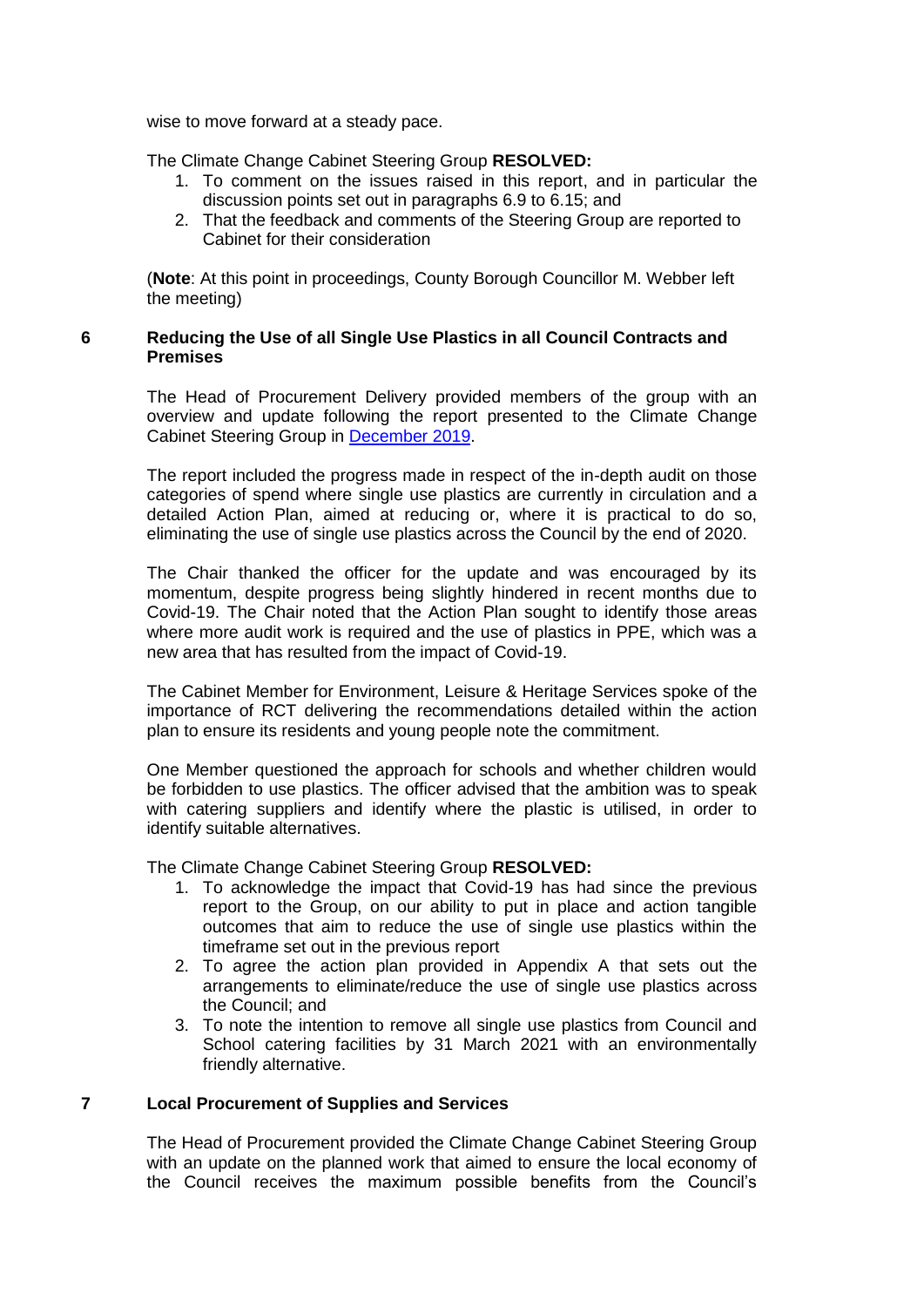wise to move forward at a steady pace.

The Climate Change Cabinet Steering Group **RESOLVED:**

1. To comment on the issues raised in this report, and in particular the discussion points set out in paragraphs 6.9 to 6.15; and
2. That the feedback and comments of the Steering Group are reported to Cabinet for their consideration

(**Note**: At this point in proceedings, County Borough Councillor M. Webber left the meeting)

## 6 Reducing the Use of all Single Use Plastics in all Council Contracts and Premises

The Head of Procurement Delivery provided members of the group with an overview and update following the report presented to the Climate Change Cabinet Steering Group in December 2019.

The report included the progress made in respect of the in-depth audit on those categories of spend where single use plastics are currently in circulation and a detailed Action Plan, aimed at reducing or, where it is practical to do so, eliminating the use of single use plastics across the Council by the end of 2020.

The Chair thanked the officer for the update and was encouraged by its momentum, despite progress being slightly hindered in recent months due to Covid-19. The Chair noted that the Action Plan sought to identify those areas where more audit work is required and the use of plastics in PPE, which was a new area that has resulted from the impact of Covid-19.

The Cabinet Member for Environment, Leisure & Heritage Services spoke of the importance of RCT delivering the recommendations detailed within the action plan to ensure its residents and young people note the commitment.

One Member questioned the approach for schools and whether children would be forbidden to use plastics. The officer advised that the ambition was to speak with catering suppliers and identify where the plastic is utilised, in order to identify suitable alternatives.

The Climate Change Cabinet Steering Group **RESOLVED:**

1. To acknowledge the impact that Covid-19 has had since the previous report to the Group, on our ability to put in place and action tangible outcomes that aim to reduce the use of single use plastics within the timeframe set out in the previous report
2. To agree the action plan provided in Appendix A that sets out the arrangements to eliminate/reduce the use of single use plastics across the Council; and
3. To note the intention to remove all single use plastics from Council and School catering facilities by 31 March 2021 with an environmentally friendly alternative.

## 7 Local Procurement of Supplies and Services

The Head of Procurement provided the Climate Change Cabinet Steering Group with an update on the planned work that aimed to ensure the local economy of the Council receives the maximum possible benefits from the Council's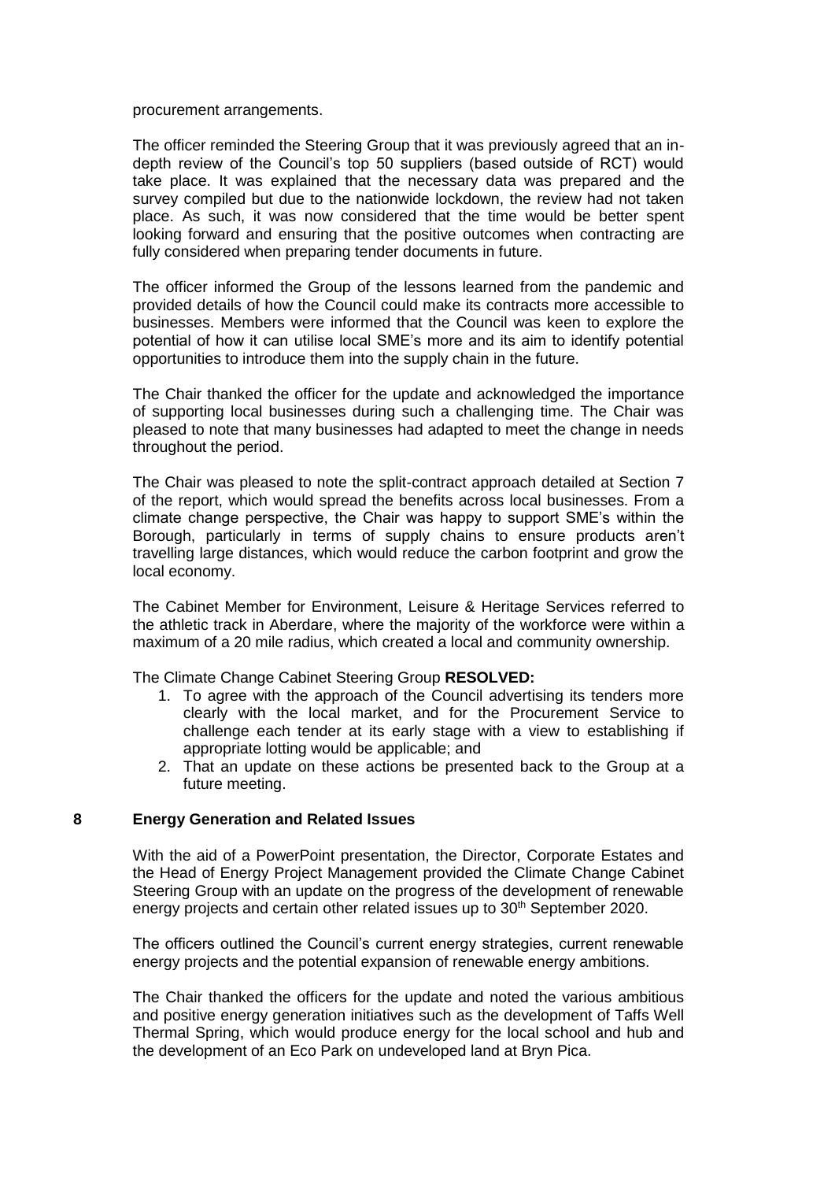procurement arrangements.

The officer reminded the Steering Group that it was previously agreed that an in-depth review of the Council's top 50 suppliers (based outside of RCT) would take place. It was explained that the necessary data was prepared and the survey compiled but due to the nationwide lockdown, the review had not taken place. As such, it was now considered that the time would be better spent looking forward and ensuring that the positive outcomes when contracting are fully considered when preparing tender documents in future.

The officer informed the Group of the lessons learned from the pandemic and provided details of how the Council could make its contracts more accessible to businesses. Members were informed that the Council was keen to explore the potential of how it can utilise local SME's more and its aim to identify potential opportunities to introduce them into the supply chain in the future.

The Chair thanked the officer for the update and acknowledged the importance of supporting local businesses during such a challenging time. The Chair was pleased to note that many businesses had adapted to meet the change in needs throughout the period.

The Chair was pleased to note the split-contract approach detailed at Section 7 of the report, which would spread the benefits across local businesses. From a climate change perspective, the Chair was happy to support SME's within the Borough, particularly in terms of supply chains to ensure products aren't travelling large distances, which would reduce the carbon footprint and grow the local economy.

The Cabinet Member for Environment, Leisure & Heritage Services referred to the athletic track in Aberdare, where the majority of the workforce were within a maximum of a 20 mile radius, which created a local and community ownership.

The Climate Change Cabinet Steering Group **RESOLVED:**

1. To agree with the approach of the Council advertising its tenders more clearly with the local market, and for the Procurement Service to challenge each tender at its early stage with a view to establishing if appropriate lotting would be applicable; and
2. That an update on these actions be presented back to the Group at a future meeting.

## 8 Energy Generation and Related Issues

With the aid of a PowerPoint presentation, the Director, Corporate Estates and the Head of Energy Project Management provided the Climate Change Cabinet Steering Group with an update on the progress of the development of renewable energy projects and certain other related issues up to 30th September 2020.

The officers outlined the Council's current energy strategies, current renewable energy projects and the potential expansion of renewable energy ambitions.

The Chair thanked the officers for the update and noted the various ambitious and positive energy generation initiatives such as the development of Taffs Well Thermal Spring, which would produce energy for the local school and hub and the development of an Eco Park on undeveloped land at Bryn Pica.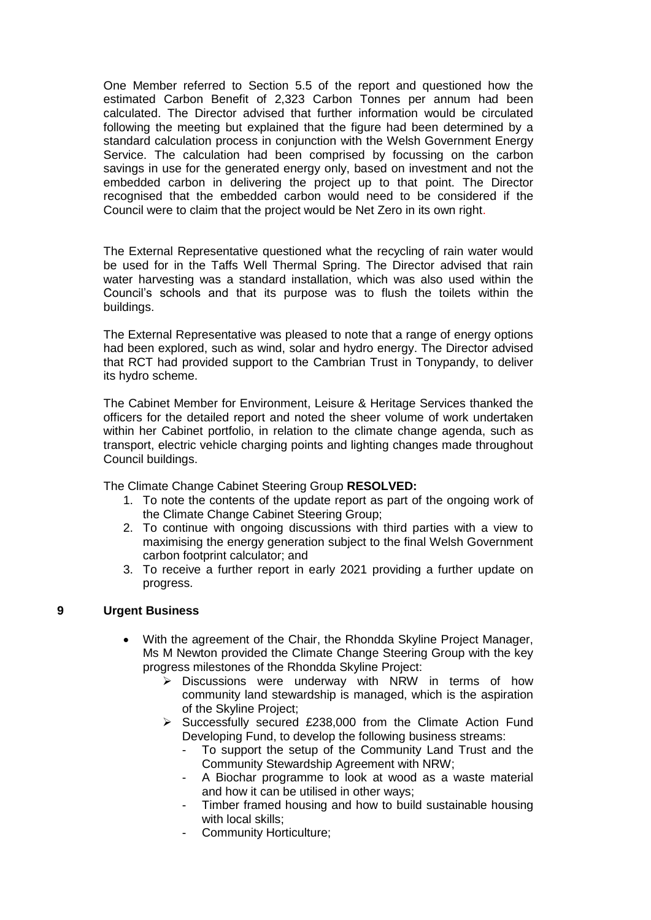One Member referred to Section 5.5 of the report and questioned how the estimated Carbon Benefit of 2,323 Carbon Tonnes per annum had been calculated. The Director advised that further information would be circulated following the meeting but explained that the figure had been determined by a standard calculation process in conjunction with the Welsh Government Energy Service. The calculation had been comprised by focussing on the carbon savings in use for the generated energy only, based on investment and not the embedded carbon in delivering the project up to that point. The Director recognised that the embedded carbon would need to be considered if the Council were to claim that the project would be Net Zero in its own right.

The External Representative questioned what the recycling of rain water would be used for in the Taffs Well Thermal Spring. The Director advised that rain water harvesting was a standard installation, which was also used within the Council's schools and that its purpose was to flush the toilets within the buildings.

The External Representative was pleased to note that a range of energy options had been explored, such as wind, solar and hydro energy. The Director advised that RCT had provided support to the Cambrian Trust in Tonypandy, to deliver its hydro scheme.

The Cabinet Member for Environment, Leisure & Heritage Services thanked the officers for the detailed report and noted the sheer volume of work undertaken within her Cabinet portfolio, in relation to the climate change agenda, such as transport, electric vehicle charging points and lighting changes made throughout Council buildings.

The Climate Change Cabinet Steering Group **RESOLVED:**

1. To note the contents of the update report as part of the ongoing work of the Climate Change Cabinet Steering Group;
2. To continue with ongoing discussions with third parties with a view to maximising the energy generation subject to the final Welsh Government carbon footprint calculator; and
3. To receive a further report in early 2021 providing a further update on progress.

## 9 Urgent Business

- With the agreement of the Chair, the Rhondda Skyline Project Manager, Ms M Newton provided the Climate Change Steering Group with the key progress milestones of the Rhondda Skyline Project:
  - Discussions were underway with NRW in terms of how community land stewardship is managed, which is the aspiration of the Skyline Project;
  - Successfully secured £238,000 from the Climate Action Fund Developing Fund, to develop the following business streams:
    - To support the setup of the Community Land Trust and the Community Stewardship Agreement with NRW;
    - A Biochar programme to look at wood as a waste material and how it can be utilised in other ways;
    - Timber framed housing and how to build sustainable housing with local skills;
    - Community Horticulture;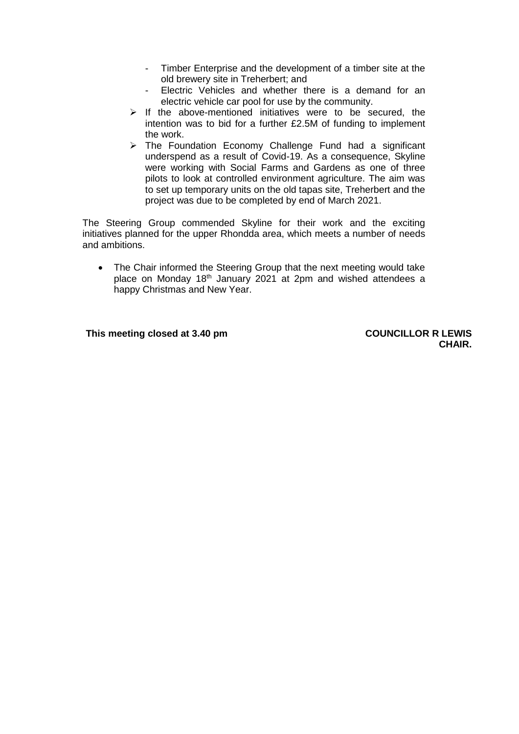- Timber Enterprise and the development of a timber site at the old brewery site in Treherbert; and
  - Electric Vehicles and whether there is a demand for an electric vehicle car pool for use by the community.
- If the above-mentioned initiatives were to be secured, the intention was to bid for a further £2.5M of funding to implement the work.
- The Foundation Economy Challenge Fund had a significant underspend as a result of Covid-19. As a consequence, Skyline were working with Social Farms and Gardens as one of three pilots to look at controlled environment agriculture. The aim was to set up temporary units on the old tapas site, Treherbert and the project was due to be completed by end of March 2021.

The Steering Group commended Skyline for their work and the exciting initiatives planned for the upper Rhondda area, which meets a number of needs and ambitions.

- The Chair informed the Steering Group that the next meeting would take place on Monday 18th January 2021 at 2pm and wished attendees a happy Christmas and New Year.

**This meeting closed at 3.40 pm** **COUNCILLOR R LEWIS CHAIR.**